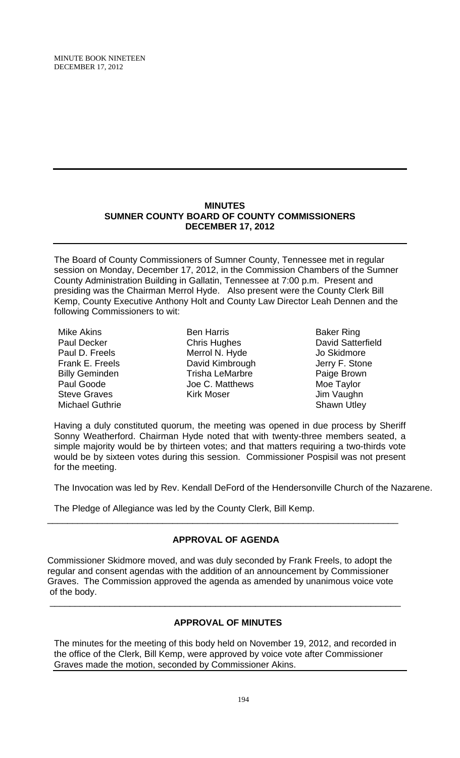## MINUTES
## SUMNER COUNTY BOARD OF COUNTY COMMISSIONERS
## DECEMBER 17, 2012

The Board of County Commissioners of Sumner County, Tennessee met in regular session on Monday, December 17, 2012, in the Commission Chambers of the Sumner County Administration Building in Gallatin, Tennessee at 7:00 p.m. Present and presiding was the Chairman Merrol Hyde. Also present were the County Clerk Bill Kemp, County Executive Anthony Holt and County Law Director Leah Dennen and the following Commissioners to wit:

Mike Akins
Paul Decker
Paul D. Freels
Frank E. Freels
Billy Geminden
Paul Goode
Steve Graves
Michael Guthrie
Ben Harris
Chris Hughes
Merrol N. Hyde
David Kimbrough
Trisha LeMarbre
Joe C. Matthews
Kirk Moser
Baker Ring
David Satterfield
Jo Skidmore
Jerry F. Stone
Paige Brown
Moe Taylor
Jim Vaughn
Shawn Utley

Having a duly constituted quorum, the meeting was opened in due process by Sheriff Sonny Weatherford. Chairman Hyde noted that with twenty-three members seated, a simple majority would be by thirteen votes; and that matters requiring a two-thirds vote would be by sixteen votes during this session. Commissioner Pospisil was not present for the meeting.

The Invocation was led by Rev. Kendall DeFord of the Hendersonville Church of the Nazarene.

The Pledge of Allegiance was led by the County Clerk, Bill Kemp.

---

### APPROVAL OF AGENDA

Commissioner Skidmore moved, and was duly seconded by Frank Freels, to adopt the regular and consent agendas with the addition of an announcement by Commissioner Graves. The Commission approved the agenda as amended by unanimous voice vote of the body.

---

### APPROVAL OF MINUTES

The minutes for the meeting of this body held on November 19, 2012, and recorded in the office of the Clerk, Bill Kemp, were approved by voice vote after Commissioner Graves made the motion, seconded by Commissioner Akins.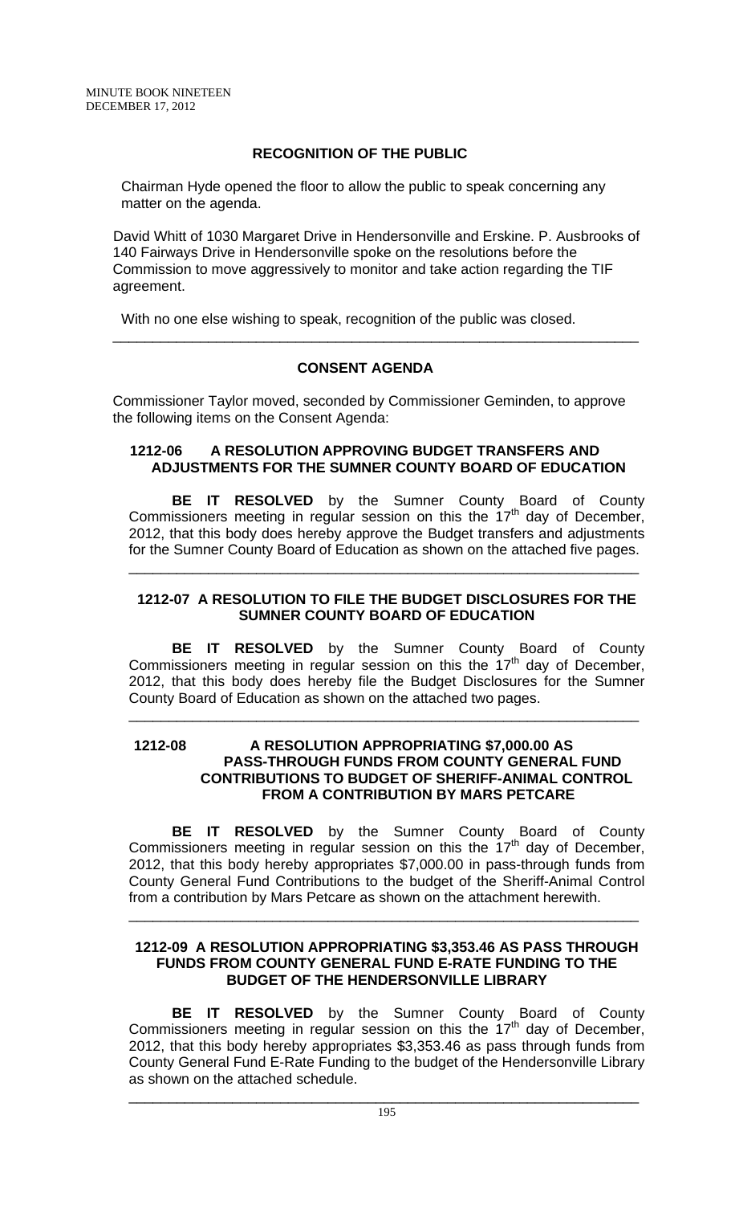## RECOGNITION OF THE PUBLIC

Chairman Hyde opened the floor to allow the public to speak concerning any matter on the agenda.

David Whitt of 1030 Margaret Drive in Hendersonville and Erskine. P. Ausbrooks of 140 Fairways Drive in Hendersonville spoke on the resolutions before the Commission to move aggressively to monitor and take action regarding the TIF agreement.

With no one else wishing to speak, recognition of the public was closed.

---

## CONSENT AGENDA

Commissioner Taylor moved, seconded by Commissioner Geminden, to approve the following items on the Consent Agenda:

### 1212-06 A RESOLUTION APPROVING BUDGET TRANSFERS AND ADJUSTMENTS FOR THE SUMNER COUNTY BOARD OF EDUCATION

**BE IT RESOLVED** by the Sumner County Board of County Commissioners meeting in regular session on this the 17th day of December, 2012, that this body does hereby approve the Budget transfers and adjustments for the Sumner County Board of Education as shown on the attached five pages.

---

### 1212-07 A RESOLUTION TO FILE THE BUDGET DISCLOSURES FOR THE SUMNER COUNTY BOARD OF EDUCATION

**BE IT RESOLVED** by the Sumner County Board of County Commissioners meeting in regular session on this the 17th day of December, 2012, that this body does hereby file the Budget Disclosures for the Sumner County Board of Education as shown on the attached two pages.

---

### 1212-08 A RESOLUTION APPROPRIATING $7,000.00 AS PASS-THROUGH FUNDS FROM COUNTY GENERAL FUND CONTRIBUTIONS TO BUDGET OF SHERIFF-ANIMAL CONTROL FROM A CONTRIBUTION BY MARS PETCARE

**BE IT RESOLVED** by the Sumner County Board of County Commissioners meeting in regular session on this the 17th day of December, 2012, that this body hereby appropriates $7,000.00 in pass-through funds from County General Fund Contributions to the budget of the Sheriff-Animal Control from a contribution by Mars Petcare as shown on the attachment herewith.

---

### 1212-09 A RESOLUTION APPROPRIATING $3,353.46 AS PASS THROUGH FUNDS FROM COUNTY GENERAL FUND E-RATE FUNDING TO THE BUDGET OF THE HENDERSONVILLE LIBRARY

**BE IT RESOLVED** by the Sumner County Board of County Commissioners meeting in regular session on this the 17th day of December, 2012, that this body hereby appropriates $3,353.46 as pass through funds from County General Fund E-Rate Funding to the budget of the Hendersonville Library as shown on the attached schedule.

---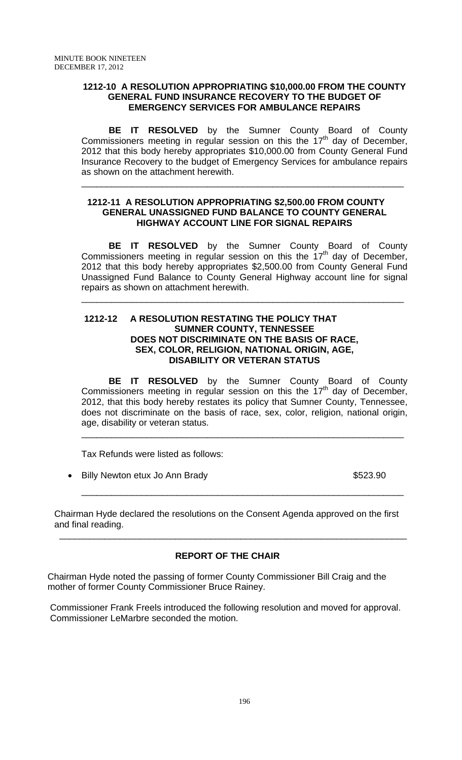**1212-10 A RESOLUTION APPROPRIATING $10,000.00 FROM THE COUNTY GENERAL FUND INSURANCE RECOVERY TO THE BUDGET OF EMERGENCY SERVICES FOR AMBULANCE REPAIRS**

**BE IT RESOLVED** by the Sumner County Board of County Commissioners meeting in regular session on this the 17th day of December, 2012 that this body hereby appropriates $10,000.00 from County General Fund Insurance Recovery to the budget of Emergency Services for ambulance repairs as shown on the attachment herewith.

---

**1212-11 A RESOLUTION APPROPRIATING $2,500.00 FROM COUNTY GENERAL UNASSIGNED FUND BALANCE TO COUNTY GENERAL HIGHWAY ACCOUNT LINE FOR SIGNAL REPAIRS**

**BE IT RESOLVED** by the Sumner County Board of County Commissioners meeting in regular session on this the 17th day of December, 2012 that this body hereby appropriates $2,500.00 from County General Fund Unassigned Fund Balance to County General Highway account line for signal repairs as shown on attachment herewith.

---

**1212-12 A RESOLUTION RESTATING THE POLICY THAT SUMNER COUNTY, TENNESSEE DOES NOT DISCRIMINATE ON THE BASIS OF RACE, SEX, COLOR, RELIGION, NATIONAL ORIGIN, AGE, DISABILITY OR VETERAN STATUS**

**BE IT RESOLVED** by the Sumner County Board of County Commissioners meeting in regular session on this the 17th day of December, 2012, that this body hereby restates its policy that Sumner County, Tennessee, does not discriminate on the basis of race, sex, color, religion, national origin, age, disability or veteran status.

---

Tax Refunds were listed as follows:

- Billy Newton etux Jo Ann Brady $523.90

---

Chairman Hyde declared the resolutions on the Consent Agenda approved on the first and final reading.

---

**REPORT OF THE CHAIR**

Chairman Hyde noted the passing of former County Commissioner Bill Craig and the mother of former County Commissioner Bruce Rainey.

Commissioner Frank Freels introduced the following resolution and moved for approval. Commissioner LeMarbre seconded the motion.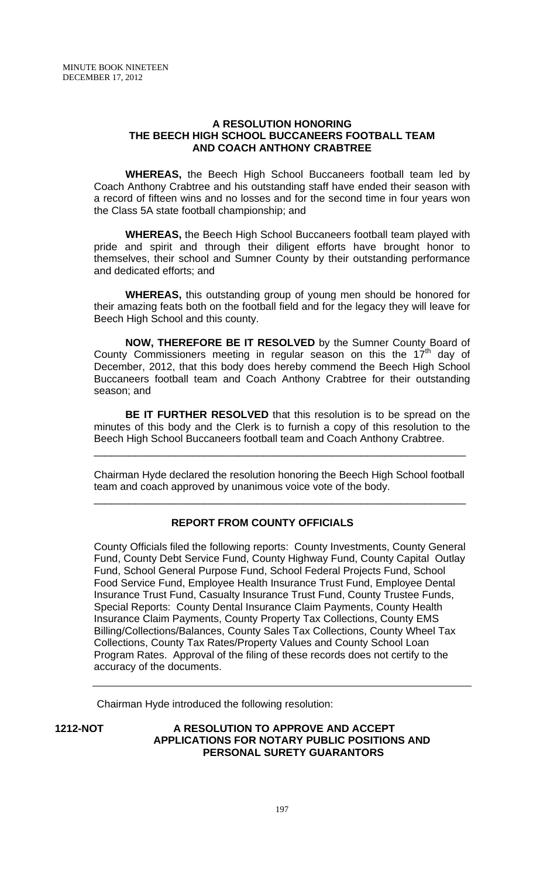**A RESOLUTION HONORING THE BEECH HIGH SCHOOL BUCCANEERS FOOTBALL TEAM AND COACH ANTHONY CRABTREE**

**WHEREAS,** the Beech High School Buccaneers football team led by Coach Anthony Crabtree and his outstanding staff have ended their season with a record of fifteen wins and no losses and for the second time in four years won the Class 5A state football championship; and

**WHEREAS,** the Beech High School Buccaneers football team played with pride and spirit and through their diligent efforts have brought honor to themselves, their school and Sumner County by their outstanding performance and dedicated efforts; and

**WHEREAS,** this outstanding group of young men should be honored for their amazing feats both on the football field and for the legacy they will leave for Beech High School and this county.

**NOW, THEREFORE BE IT RESOLVED** by the Sumner County Board of County Commissioners meeting in regular season on this the 17th day of December, 2012, that this body does hereby commend the Beech High School Buccaneers football team and Coach Anthony Crabtree for their outstanding season; and

**BE IT FURTHER RESOLVED** that this resolution is to be spread on the minutes of this body and the Clerk is to furnish a copy of this resolution to the Beech High School Buccaneers football team and Coach Anthony Crabtree.

---

Chairman Hyde declared the resolution honoring the Beech High School football team and coach approved by unanimous voice vote of the body.

---

**REPORT FROM COUNTY OFFICIALS**

County Officials filed the following reports: County Investments, County General Fund, County Debt Service Fund, County Highway Fund, County Capital Outlay Fund, School General Purpose Fund, School Federal Projects Fund, School Food Service Fund, Employee Health Insurance Trust Fund, Employee Dental Insurance Trust Fund, Casualty Insurance Trust Fund, County Trustee Funds, Special Reports: County Dental Insurance Claim Payments, County Health Insurance Claim Payments, County Property Tax Collections, County EMS Billing/Collections/Balances, County Sales Tax Collections, County Wheel Tax Collections, County Tax Rates/Property Values and County School Loan Program Rates. Approval of the filing of these records does not certify to the accuracy of the documents.

---

Chairman Hyde introduced the following resolution:

**1212-NOT A RESOLUTION TO APPROVE AND ACCEPT APPLICATIONS FOR NOTARY PUBLIC POSITIONS AND PERSONAL SURETY GUARANTORS**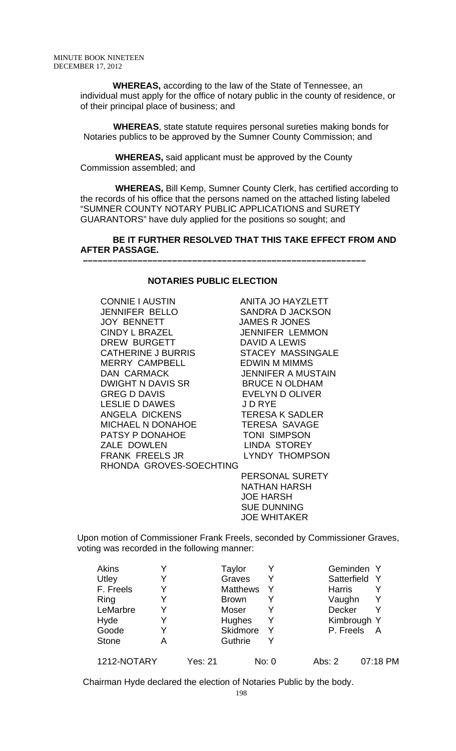**WHEREAS,** according to the law of the State of Tennessee, an individual must apply for the office of notary public in the county of residence, or of their principal place of business; and

**WHEREAS**, state statute requires personal sureties making bonds for Notaries publics to be approved by the Sumner County Commission; and

**WHEREAS,** said applicant must be approved by the County Commission assembled; and

**WHEREAS,** Bill Kemp, Sumner County Clerk, has certified according to the records of his office that the persons named on the attached listing labeled "SUMNER COUNTY NOTARY PUBLIC APPLICATIONS and SURETY GUARANTORS" have duly applied for the positions so sought; and

**BE IT FURTHER RESOLVED THAT THIS TAKE EFFECT FROM AND AFTER PASSAGE.**

---

**NOTARIES PUBLIC ELECTION**

CONNIE I AUSTIN
JENNIFER BELLO
JOY BENNETT
CINDY L BRAZEL
DREW BURGETT
CATHERINE J BURRIS
MERRY CAMPBELL
DAN CARMACK
DWIGHT N DAVIS SR
GREG D DAVIS
LESLIE D DAWES
ANGELA DICKENS
MICHAEL N DONAHOE
PATSY P DONAHOE
ZALE DOWLEN
FRANK FREELS JR
RHONDA GROVES-SOECHTING
ANITA JO HAYZLETT
SANDRA D JACKSON
JAMES R JONES
JENNIFER LEMMON
DAVID A LEWIS
STACEY MASSINGALE
EDWIN M MIMMS
JENNIFER A MUSTAIN
BRUCE N OLDHAM
EVELYN D OLIVER
J D RYE
TERESA K SADLER
TERESA SAVAGE
TONI SIMPSON
LINDA STOREY
LYNDY THOMPSON

PERSONAL SURETY
NATHAN HARSH
JOE HARSH
SUE DUNNING
JOE WHITAKER

Upon motion of Commissioner Frank Freels, seconded by Commissioner Graves, voting was recorded in the following manner:

| | | | | | |
|---|---|---|---|---|---|
| Akins | Y | Taylor | Y | Geminden | Y |
| Utley | Y | Graves | Y | Satterfield | Y |
| F. Freels | Y | Matthews | Y | Harris | Y |
| Ring | Y | Brown | Y | Vaughn | Y |
| LeMarbre | Y | Moser | Y | Decker | Y |
| Hyde | Y | Hughes | Y | Kimbrough | Y |
| Goode | Y | Skidmore | Y | P. Freels | A |
| Stone | A | Guthrie | Y | | |

1212-NOTARY Yes: 21 No: 0 Abs: 2 07:18 PM

Chairman Hyde declared the election of Notaries Public by the body.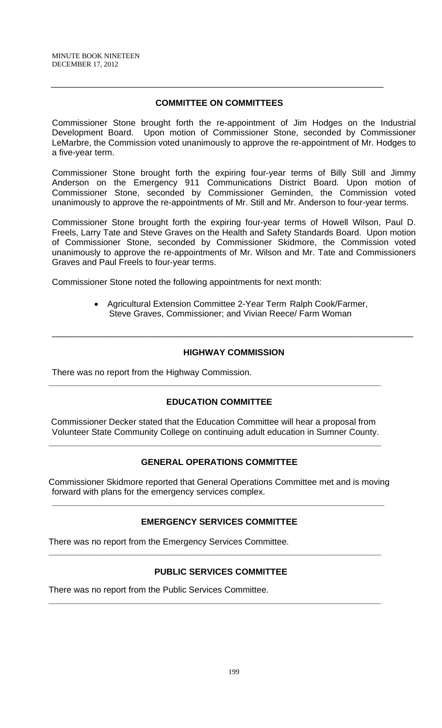---

### COMMITTEE ON COMMITTEES

Commissioner Stone brought forth the re-appointment of Jim Hodges on the Industrial Development Board. Upon motion of Commissioner Stone, seconded by Commissioner LeMarbre, the Commission voted unanimously to approve the re-appointment of Mr. Hodges to a five-year term.

Commissioner Stone brought forth the expiring four-year terms of Billy Still and Jimmy Anderson on the Emergency 911 Communications District Board. Upon motion of Commissioner Stone, seconded by Commissioner Geminden, the Commission voted unanimously to approve the re-appointments of Mr. Still and Mr. Anderson to four-year terms.

Commissioner Stone brought forth the expiring four-year terms of Howell Wilson, Paul D. Freels, Larry Tate and Steve Graves on the Health and Safety Standards Board. Upon motion of Commissioner Stone, seconded by Commissioner Skidmore, the Commission voted unanimously to approve the re-appointments of Mr. Wilson and Mr. Tate and Commissioners Graves and Paul Freels to four-year terms.

Commissioner Stone noted the following appointments for next month:

- Agricultural Extension Committee 2-Year Term Ralph Cook/Farmer, Steve Graves, Commissioner; and Vivian Reece/ Farm Woman

---

### HIGHWAY COMMISSION

There was no report from the Highway Commission.

---

### EDUCATION COMMITTEE

Commissioner Decker stated that the Education Committee will hear a proposal from Volunteer State Community College on continuing adult education in Sumner County.

---

### GENERAL OPERATIONS COMMITTEE

Commissioner Skidmore reported that General Operations Committee met and is moving forward with plans for the emergency services complex.

---

### EMERGENCY SERVICES COMMITTEE

There was no report from the Emergency Services Committee.

---

### PUBLIC SERVICES COMMITTEE

There was no report from the Public Services Committee.

---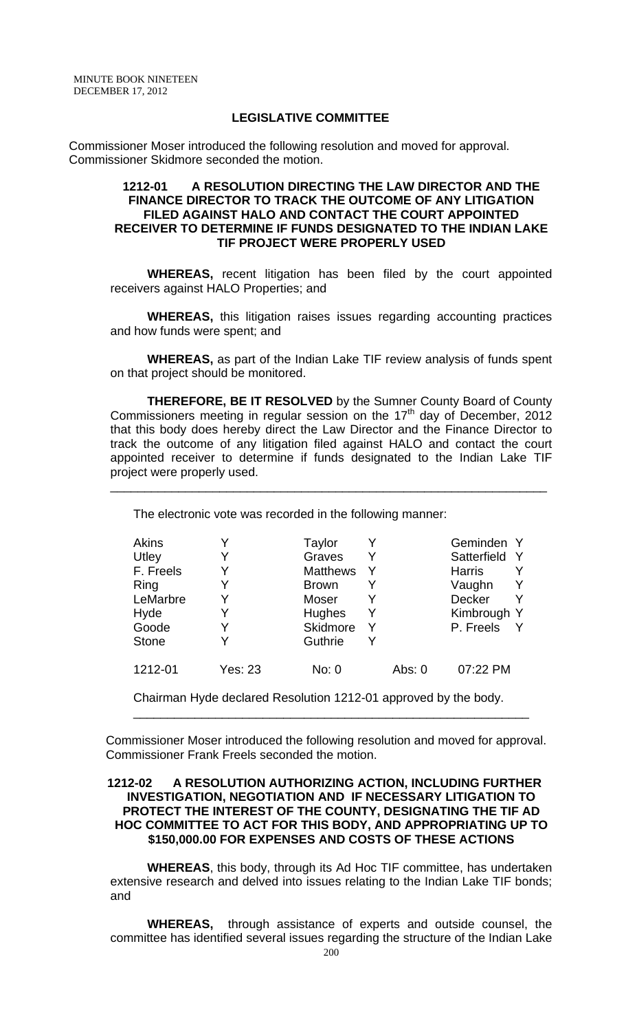## LEGISLATIVE COMMITTEE

Commissioner Moser introduced the following resolution and moved for approval. Commissioner Skidmore seconded the motion.

### 1212-01 A RESOLUTION DIRECTING THE LAW DIRECTOR AND THE FINANCE DIRECTOR TO TRACK THE OUTCOME OF ANY LITIGATION FILED AGAINST HALO AND CONTACT THE COURT APPOINTED RECEIVER TO DETERMINE IF FUNDS DESIGNATED TO THE INDIAN LAKE TIF PROJECT WERE PROPERLY USED

**WHEREAS,** recent litigation has been filed by the court appointed receivers against HALO Properties; and

**WHEREAS,** this litigation raises issues regarding accounting practices and how funds were spent; and

**WHEREAS,** as part of the Indian Lake TIF review analysis of funds spent on that project should be monitored.

**THEREFORE, BE IT RESOLVED** by the Sumner County Board of County Commissioners meeting in regular session on the 17th day of December, 2012 that this body does hereby direct the Law Director and the Finance Director to track the outcome of any litigation filed against HALO and contact the court appointed receiver to determine if funds designated to the Indian Lake TIF project were properly used.

---

The electronic vote was recorded in the following manner:

| | | | | | |
|---|---|---|---|---|---|
| Akins | Y | Taylor | Y | Geminden | Y |
| Utley | Y | Graves | Y | Satterfield | Y |
| F. Freels | Y | Matthews | Y | Harris | Y |
| Ring | Y | Brown | Y | Vaughn | Y |
| LeMarbre | Y | Moser | Y | Decker | Y |
| Hyde | Y | Hughes | Y | Kimbrough | Y |
| Goode | Y | Skidmore | Y | P. Freels | Y |
| Stone | Y | Guthrie | Y | | |

1212-01 Yes: 23 No: 0 Abs: 0 07:22 PM

Chairman Hyde declared Resolution 1212-01 approved by the body.

---

Commissioner Moser introduced the following resolution and moved for approval. Commissioner Frank Freels seconded the motion.

### 1212-02 A RESOLUTION AUTHORIZING ACTION, INCLUDING FURTHER INVESTIGATION, NEGOTIATION AND IF NECESSARY LITIGATION TO PROTECT THE INTEREST OF THE COUNTY, DESIGNATING THE TIF AD HOC COMMITTEE TO ACT FOR THIS BODY, AND APPROPRIATING UP TO $150,000.00 FOR EXPENSES AND COSTS OF THESE ACTIONS

**WHEREAS**, this body, through its Ad Hoc TIF committee, has undertaken extensive research and delved into issues relating to the Indian Lake TIF bonds; and

**WHEREAS,** through assistance of experts and outside counsel, the committee has identified several issues regarding the structure of the Indian Lake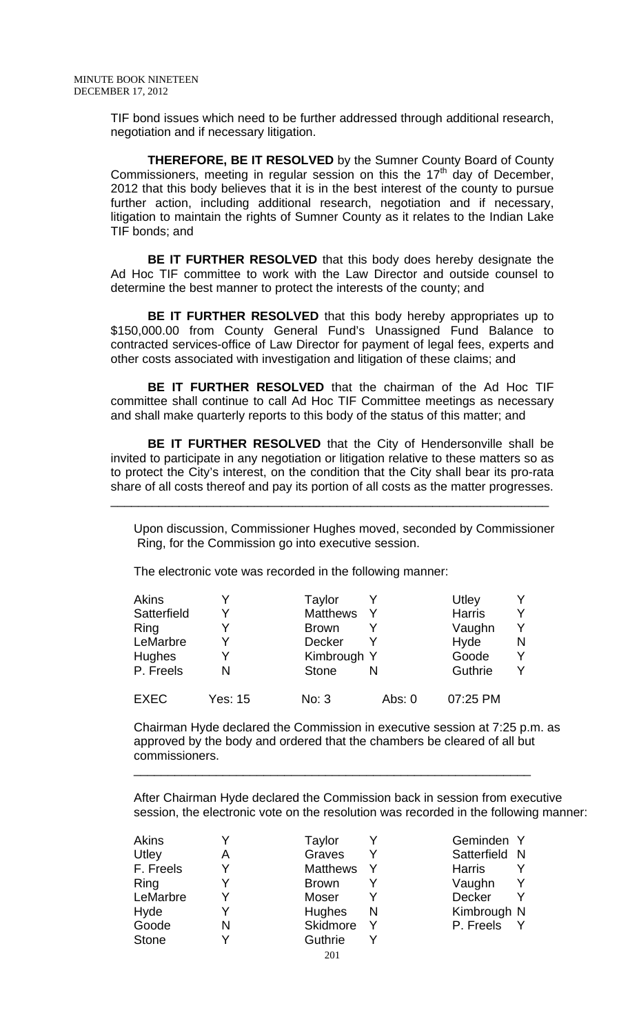TIF bond issues which need to be further addressed through additional research, negotiation and if necessary litigation.

**THEREFORE, BE IT RESOLVED** by the Sumner County Board of County Commissioners, meeting in regular session on this the 17th day of December, 2012 that this body believes that it is in the best interest of the county to pursue further action, including additional research, negotiation and if necessary, litigation to maintain the rights of Sumner County as it relates to the Indian Lake TIF bonds; and

**BE IT FURTHER RESOLVED** that this body does hereby designate the Ad Hoc TIF committee to work with the Law Director and outside counsel to determine the best manner to protect the interests of the county; and

**BE IT FURTHER RESOLVED** that this body hereby appropriates up to $150,000.00 from County General Fund's Unassigned Fund Balance to contracted services-office of Law Director for payment of legal fees, experts and other costs associated with investigation and litigation of these claims; and

**BE IT FURTHER RESOLVED** that the chairman of the Ad Hoc TIF committee shall continue to call Ad Hoc TIF Committee meetings as necessary and shall make quarterly reports to this body of the status of this matter; and

**BE IT FURTHER RESOLVED** that the City of Hendersonville shall be invited to participate in any negotiation or litigation relative to these matters so as to protect the City's interest, on the condition that the City shall bear its pro-rata share of all costs thereof and pay its portion of all costs as the matter progresses.

---

Upon discussion, Commissioner Hughes moved, seconded by Commissioner Ring, for the Commission go into executive session.

The electronic vote was recorded in the following manner:

| | | | | | |
|---|---|---|---|---|---|
| Akins | Y | Taylor | Y | Utley | Y |
| Satterfield | Y | Matthews | Y | Harris | Y |
| Ring | Y | Brown | Y | Vaughn | Y |
| LeMarbre | Y | Decker | Y | Hyde | N |
| Hughes | Y | Kimbrough | Y | Goode | Y |
| P. Freels | N | Stone | N | Guthrie | Y |

EXEC Yes: 15 No: 3 Abs: 0 07:25 PM

Chairman Hyde declared the Commission in executive session at 7:25 p.m. as approved by the body and ordered that the chambers be cleared of all but commissioners.

---

After Chairman Hyde declared the Commission back in session from executive session, the electronic vote on the resolution was recorded in the following manner:

| | | | | | |
|---|---|---|---|---|---|
| Akins | Y | Taylor | Y | Geminden | Y |
| Utley | A | Graves | Y | Satterfield | N |
| F. Freels | Y | Matthews | Y | Harris | Y |
| Ring | Y | Brown | Y | Vaughn | Y |
| LeMarbre | Y | Moser | Y | Decker | Y |
| Hyde | Y | Hughes | N | Kimbrough | N |
| Goode | N | Skidmore | Y | P. Freels | Y |
| Stone | Y | Guthrie | Y | | |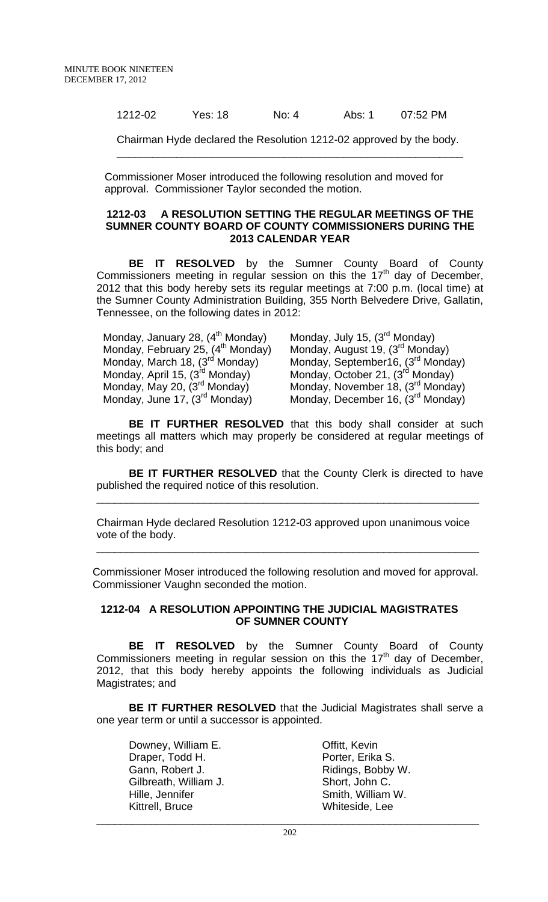1212-02 Yes: 18 No: 4 Abs: 1 07:52 PM

Chairman Hyde declared the Resolution 1212-02 approved by the body.

---

Commissioner Moser introduced the following resolution and moved for approval. Commissioner Taylor seconded the motion.

**1212-03 A RESOLUTION SETTING THE REGULAR MEETINGS OF THE SUMNER COUNTY BOARD OF COUNTY COMMISSIONERS DURING THE 2013 CALENDAR YEAR**

**BE IT RESOLVED** by the Sumner County Board of County Commissioners meeting in regular session on this the 17th day of December, 2012 that this body hereby sets its regular meetings at 7:00 p.m. (local time) at the Sumner County Administration Building, 355 North Belvedere Drive, Gallatin, Tennessee, on the following dates in 2012:

| | |
|---|---|
| Monday, January 28, (4th Monday) | Monday, July 15, (3rd Monday) |
| Monday, February 25, (4th Monday) | Monday, August 19, (3rd Monday) |
| Monday, March 18, (3rd Monday) | Monday, September16, (3rd Monday) |
| Monday, April 15, (3rd Monday) | Monday, October 21, (3rd Monday) |
| Monday, May 20, (3rd Monday) | Monday, November 18, (3rd Monday) |
| Monday, June 17, (3rd Monday) | Monday, December 16, (3rd Monday) |

**BE IT FURTHER RESOLVED** that this body shall consider at such meetings all matters which may properly be considered at regular meetings of this body; and

**BE IT FURTHER RESOLVED** that the County Clerk is directed to have published the required notice of this resolution.

---

Chairman Hyde declared Resolution 1212-03 approved upon unanimous voice vote of the body.

---

Commissioner Moser introduced the following resolution and moved for approval. Commissioner Vaughn seconded the motion.

**1212-04 A RESOLUTION APPOINTING THE JUDICIAL MAGISTRATES OF SUMNER COUNTY**

**BE IT RESOLVED** by the Sumner County Board of County Commissioners meeting in regular session on this the 17th day of December, 2012, that this body hereby appoints the following individuals as Judicial Magistrates; and

**BE IT FURTHER RESOLVED** that the Judicial Magistrates shall serve a one year term or until a successor is appointed.

| | |
|---|---|
| Downey, William E. | Offitt, Kevin |
| Draper, Todd H. | Porter, Erika S. |
| Gann, Robert J. | Ridings, Bobby W. |
| Gilbreath, William J. | Short, John C. |
| Hille, Jennifer | Smith, William W. |
| Kittrell, Bruce | Whiteside, Lee |

---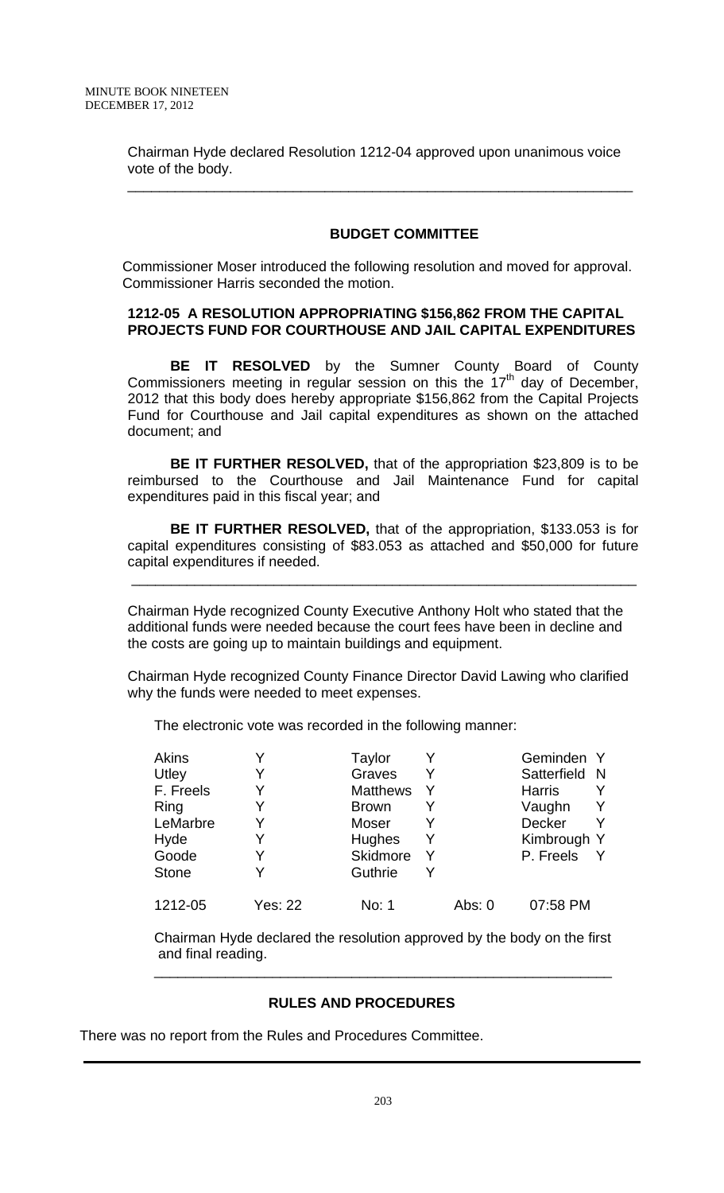Chairman Hyde declared Resolution 1212-04 approved upon unanimous voice vote of the body.

---

## BUDGET COMMITTEE

Commissioner Moser introduced the following resolution and moved for approval. Commissioner Harris seconded the motion.

**1212-05 A RESOLUTION APPROPRIATING $156,862 FROM THE CAPITAL PROJECTS FUND FOR COURTHOUSE AND JAIL CAPITAL EXPENDITURES**

**BE IT RESOLVED** by the Sumner County Board of County Commissioners meeting in regular session on this the 17th day of December, 2012 that this body does hereby appropriate $156,862 from the Capital Projects Fund for Courthouse and Jail capital expenditures as shown on the attached document; and

**BE IT FURTHER RESOLVED,** that of the appropriation $23,809 is to be reimbursed to the Courthouse and Jail Maintenance Fund for capital expenditures paid in this fiscal year; and

**BE IT FURTHER RESOLVED,** that of the appropriation, $133.053 is for capital expenditures consisting of $83.053 as attached and $50,000 for future capital expenditures if needed.

---

Chairman Hyde recognized County Executive Anthony Holt who stated that the additional funds were needed because the court fees have been in decline and the costs are going up to maintain buildings and equipment.

Chairman Hyde recognized County Finance Director David Lawing who clarified why the funds were needed to meet expenses.

The electronic vote was recorded in the following manner:

| | | | | | |
|---|---|---|---|---|---|
| Akins | Y | Taylor | Y | Geminden | Y |
| Utley | Y | Graves | Y | Satterfield | N |
| F. Freels | Y | Matthews | Y | Harris | Y |
| Ring | Y | Brown | Y | Vaughn | Y |
| LeMarbre | Y | Moser | Y | Decker | Y |
| Hyde | Y | Hughes | Y | Kimbrough | Y |
| Goode | Y | Skidmore | Y | P. Freels | Y |
| Stone | Y | Guthrie | Y | | |

| | | | | |
|---|---|---|---|---|
| 1212-05 | Yes: 22 | No: 1 | Abs: 0 | 07:58 PM |

Chairman Hyde declared the resolution approved by the body on the first and final reading.

---

## RULES AND PROCEDURES

There was no report from the Rules and Procedures Committee.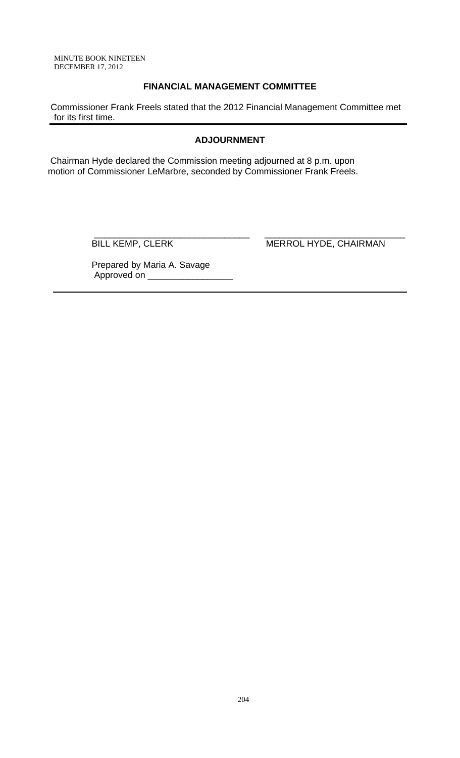## FINANCIAL MANAGEMENT COMMITTEE

Commissioner Frank Freels stated that the 2012 Financial Management Committee met for its first time.

---

## ADJOURNMENT

Chairman Hyde declared the Commission meeting adjourned at 8 p.m. upon motion of Commissioner LeMarbre, seconded by Commissioner Frank Freels.

_______________________________ BILL KEMP, CLERK

_______________________________ MERROL HYDE, CHAIRMAN

Prepared by Maria A. Savage
Approved on _________________